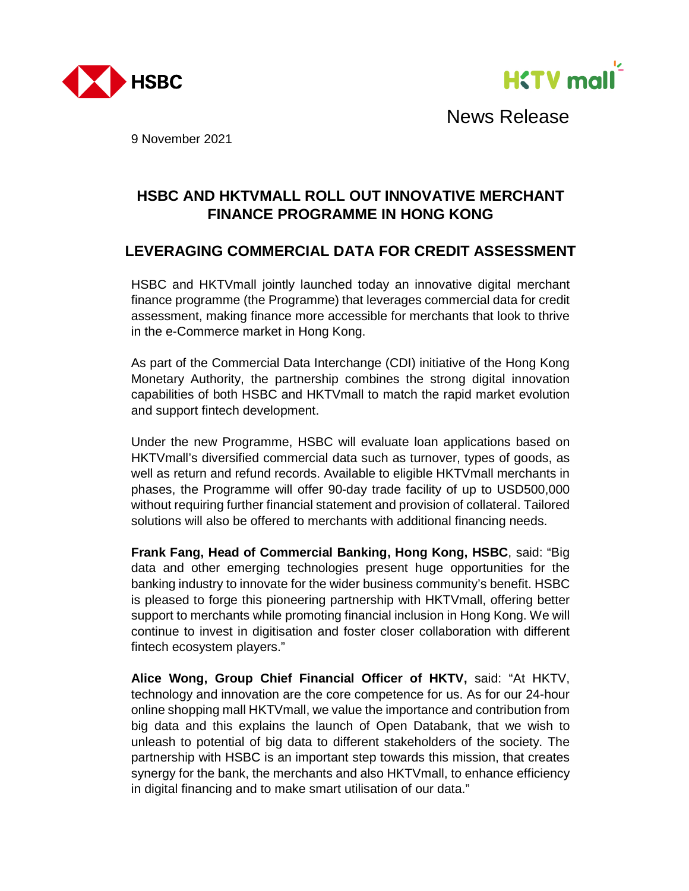News Release

9 November 2021

# HSBC AND HKTVMALL ROLL OUT INNOVATIVE MERCHANT FINANCE PROGRAMME IN HONG KONG

## LEVERAGING COMMERCIAL DATA FOR CREDIT ASSESSMENT

HSBC and HKTVmall jointly launched today an innovative digital merchant finance programme (the Programme) that leverages commercial data for credit assessment, making finance more accessible for merchants that look to thrive in the e-Commerce market in Hong Kong.

As part of the Commercial Data Interchange (CDI) initiative of the Hong Kong Monetary Authority, the partnership combines the strong digital innovation capabilities of both HSBC and HKTVmall to match the rapid market evolution and support fintech development.

Under the new Programme, HSBC will evaluate loan applications based on HKTVmall's diversified commercial data such as turnover, types of goods, as well as return and refund records. Available to eligible HKTVmall merchants in phases, the Programme will offer 90-day trade facility of up to USD500,000 without requiring further financial statement and provision of collateral. Tailored solutions will also be offered to merchants with additional financing needs.

**Frank Fang, Head of Commercial Banking, Hong Kong, HSBC**, said: "Big data and other emerging technologies present huge opportunities for the banking industry to innovate for the wider business community's benefit. HSBC is pleased to forge this pioneering partnership with HKTVmall, offering better support to merchants while promoting financial inclusion in Hong Kong. We will continue to invest in digitisation and foster closer collaboration with different fintech ecosystem players."

**Alice Wong, Group Chief Financial Officer of HKTV,** said: "At HKTV, technology and innovation are the core competence for us. As for our 24-hour online shopping mall HKTVmall, we value the importance and contribution from big data and this explains the launch of Open Databank, that we wish to unleash to potential of big data to different stakeholders of the society. The partnership with HSBC is an important step towards this mission, that creates synergy for the bank, the merchants and also HKTVmall, to enhance efficiency in digital financing and to make smart utilisation of our data."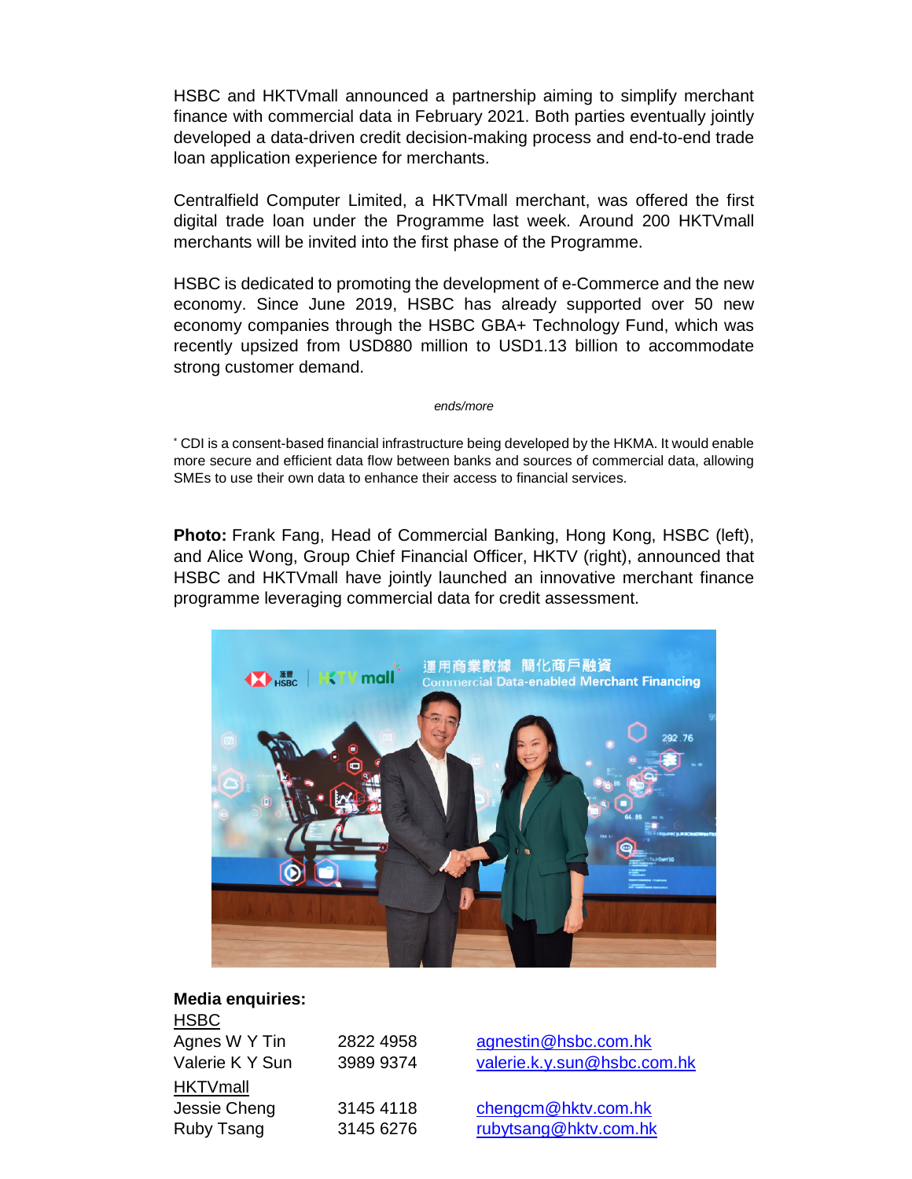HSBC and HKTVmall announced a partnership aiming to simplify merchant finance with commercial data in February 2021. Both parties eventually jointly developed a data-driven credit decision-making process and end-to-end trade loan application experience for merchants.

Centralfield Computer Limited, a HKTVmall merchant, was offered the first digital trade loan under the Programme last week. Around 200 HKTVmall merchants will be invited into the first phase of the Programme.

HSBC is dedicated to promoting the development of e-Commerce and the new economy. Since June 2019, HSBC has already supported over 50 new economy companies through the HSBC GBA+ Technology Fund, which was recently upsized from USD880 million to USD1.13 billion to accommodate strong customer demand.

*ends/more*

* CDI is a consent-based financial infrastructure being developed by the HKMA. It would enable more secure and efficient data flow between banks and sources of commercial data, allowing SMEs to use their own data to enhance their access to financial services.

**Photo:** Frank Fang, Head of Commercial Banking, Hong Kong, HSBC (left), and Alice Wong, Group Chief Financial Officer, HKTV (right), announced that HSBC and HKTVmall have jointly launched an innovative merchant finance programme leveraging commercial data for credit assessment.

**Media enquiries:**

| | | |
|---|---|---|
| HSBC | | |
| Agnes W Y Tin | 2822 4958 | agnestin@hsbc.com.hk |
| Valerie K Y Sun | 3989 9374 | valerie.k.y.sun@hsbc.com.hk |
| HKTVmall | | |
| Jessie Cheng | 3145 4118 | chengcm@hktv.com.hk |
| Ruby Tsang | 3145 6276 | rubytsang@hktv.com.hk |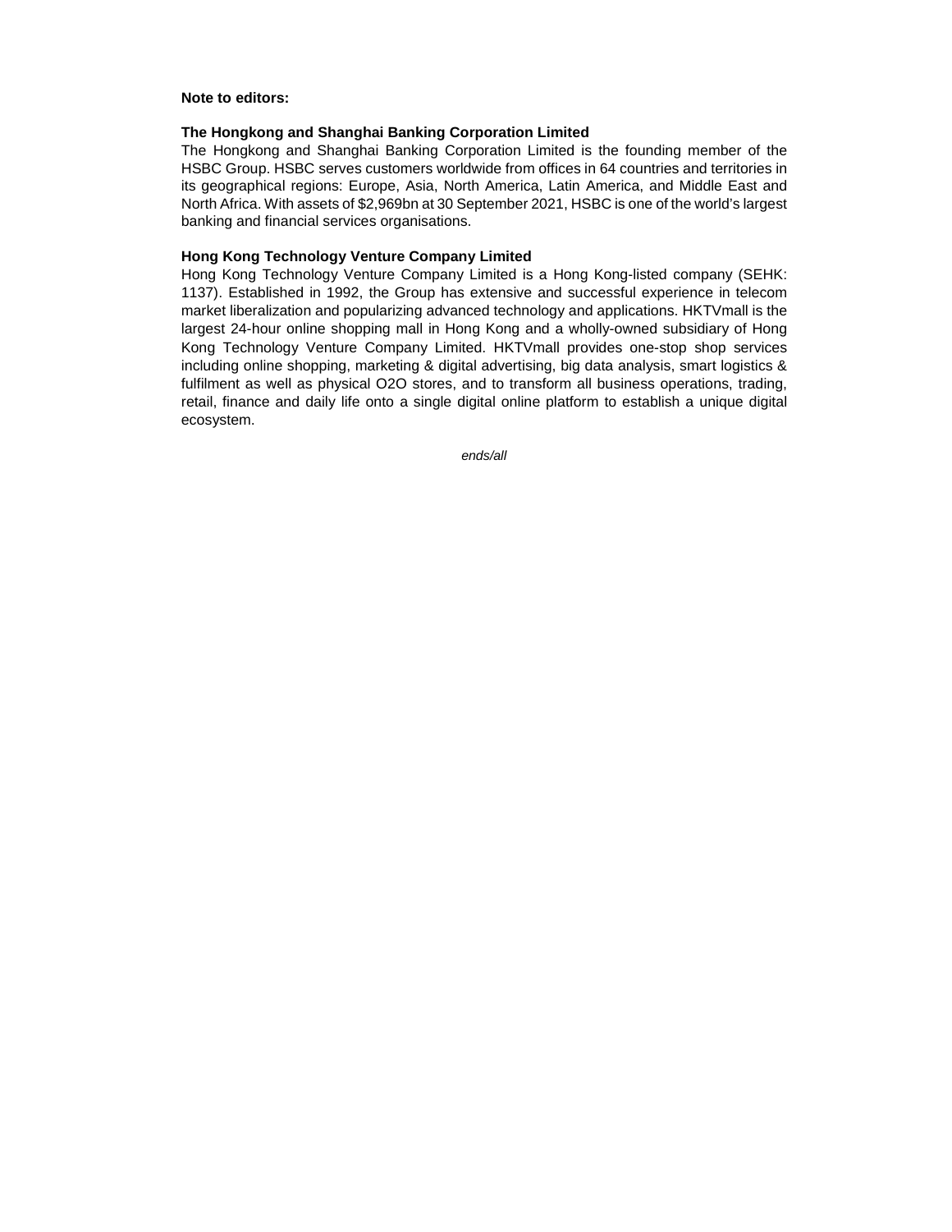**Note to editors:**

**The Hongkong and Shanghai Banking Corporation Limited**

The Hongkong and Shanghai Banking Corporation Limited is the founding member of the HSBC Group. HSBC serves customers worldwide from offices in 64 countries and territories in its geographical regions: Europe, Asia, North America, Latin America, and Middle East and North Africa. With assets of $2,969bn at 30 September 2021, HSBC is one of the world's largest banking and financial services organisations.

**Hong Kong Technology Venture Company Limited**

Hong Kong Technology Venture Company Limited is a Hong Kong-listed company (SEHK: 1137). Established in 1992, the Group has extensive and successful experience in telecom market liberalization and popularizing advanced technology and applications. HKTVmall is the largest 24-hour online shopping mall in Hong Kong and a wholly-owned subsidiary of Hong Kong Technology Venture Company Limited. HKTVmall provides one-stop shop services including online shopping, marketing & digital advertising, big data analysis, smart logistics & fulfilment as well as physical O2O stores, and to transform all business operations, trading, retail, finance and daily life onto a single digital online platform to establish a unique digital ecosystem.

*ends/all*